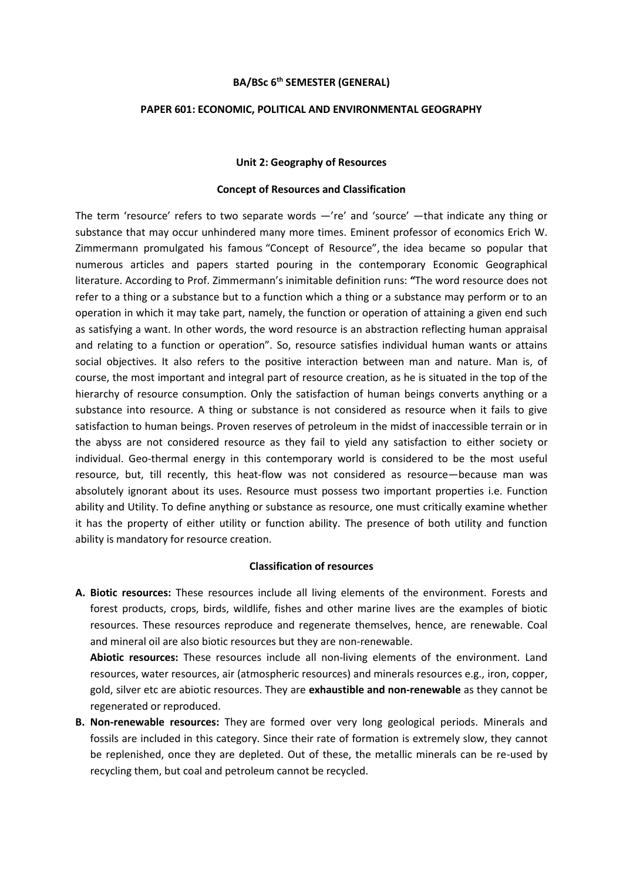**BA/BSc 6th SEMESTER (GENERAL)**

**PAPER 601: ECONOMIC, POLITICAL AND ENVIRONMENTAL GEOGRAPHY**

**Unit 2: Geography of Resources**

**Concept of Resources and Classification**

The term 'resource' refers to two separate words —'re' and 'source' —that indicate any thing or substance that may occur unhindered many more times. Eminent professor of economics Erich W. Zimmermann promulgated his famous "Concept of Resource", the idea became so popular that numerous articles and papers started pouring in the contemporary Economic Geographical literature. According to Prof. Zimmermann's inimitable definition runs: **"**The word resource does not refer to a thing or a substance but to a function which a thing or a substance may perform or to an operation in which it may take part, namely, the function or operation of attaining a given end such as satisfying a want. In other words, the word resource is an abstraction reflecting human appraisal and relating to a function or operation". So, resource satisfies individual human wants or attains social objectives. It also refers to the positive interaction between man and nature. Man is, of course, the most important and integral part of resource creation, as he is situated in the top of the hierarchy of resource consumption. Only the satisfaction of human beings converts anything or a substance into resource. A thing or substance is not considered as resource when it fails to give satisfaction to human beings. Proven reserves of petroleum in the midst of inaccessible terrain or in the abyss are not considered resource as they fail to yield any satisfaction to either society or individual. Geo-thermal energy in this contemporary world is considered to be the most useful resource, but, till recently, this heat-flow was not considered as resource—because man was absolutely ignorant about its uses. Resource must possess two important properties i.e. Function ability and Utility. To define anything or substance as resource, one must critically examine whether it has the property of either utility or function ability. The presence of both utility and function ability is mandatory for resource creation.

**Classification of resources**

**A. Biotic resources:** These resources include all living elements of the environment. Forests and forest products, crops, birds, wildlife, fishes and other marine lives are the examples of biotic resources. These resources reproduce and regenerate themselves, hence, are renewable. Coal and mineral oil are also biotic resources but they are non-renewable.

**Abiotic resources:** These resources include all non-living elements of the environment. Land resources, water resources, air (atmospheric resources) and minerals resources e.g., iron, copper, gold, silver etc are abiotic resources. They are **exhaustible and non-renewable** as they cannot be regenerated or reproduced.

**B. Non-renewable resources:** They are formed over very long geological periods. Minerals and fossils are included in this category. Since their rate of formation is extremely slow, they cannot be replenished, once they are depleted. Out of these, the metallic minerals can be re-used by recycling them, but coal and petroleum cannot be recycled.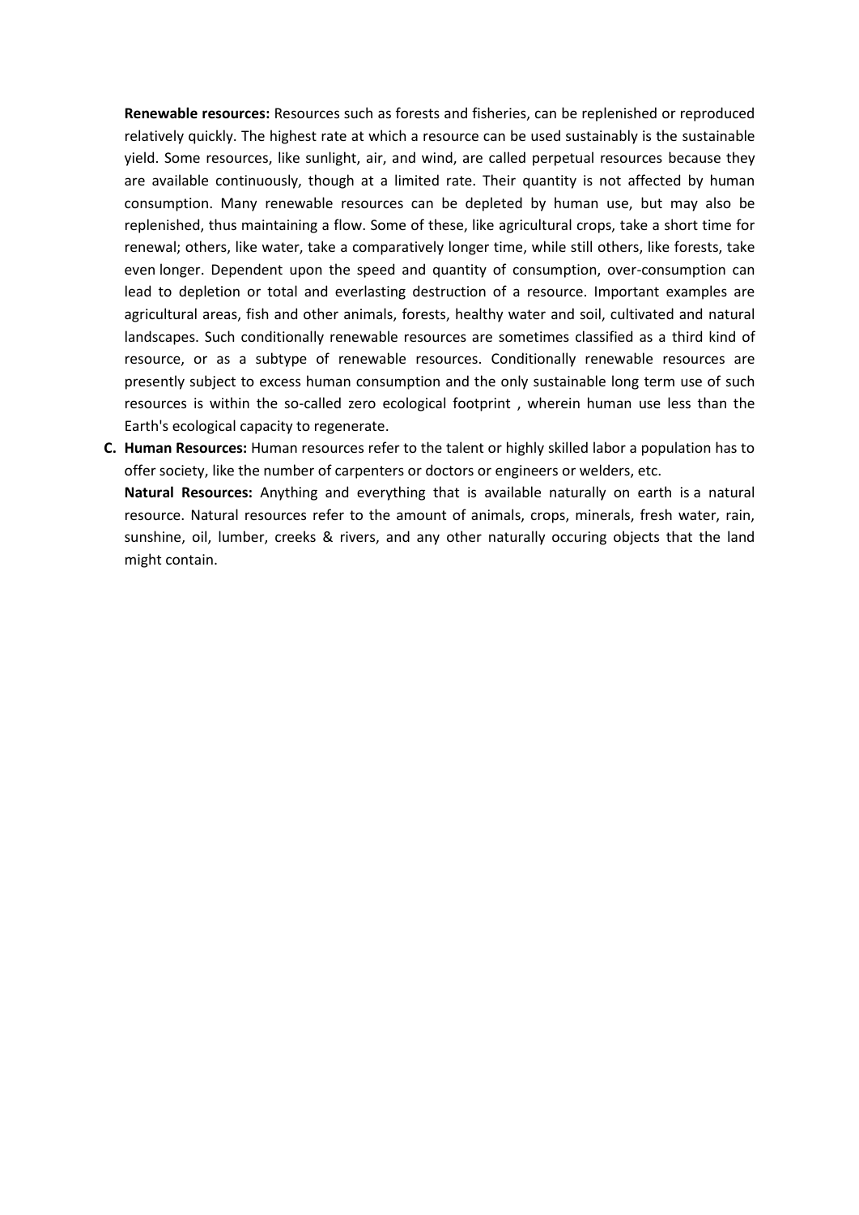**Renewable resources:** Resources such as forests and fisheries, can be replenished or reproduced relatively quickly. The highest rate at which a resource can be used sustainably is the sustainable yield. Some resources, like sunlight, air, and wind, are called perpetual resources because they are available continuously, though at a limited rate. Their quantity is not affected by human consumption. Many renewable resources can be depleted by human use, but may also be replenished, thus maintaining a flow. Some of these, like agricultural crops, take a short time for renewal; others, like water, take a comparatively longer time, while still others, like forests, take even longer. Dependent upon the speed and quantity of consumption, over-consumption can lead to depletion or total and everlasting destruction of a resource. Important examples are agricultural areas, fish and other animals, forests, healthy water and soil, cultivated and natural landscapes. Such conditionally renewable resources are sometimes classified as a third kind of resource, or as a subtype of renewable resources. Conditionally renewable resources are presently subject to excess human consumption and the only sustainable long term use of such resources is within the so-called zero ecological footprint , wherein human use less than the Earth's ecological capacity to regenerate.

**C. Human Resources:** Human resources refer to the talent or highly skilled labor a population has to offer society, like the number of carpenters or doctors or engineers or welders, etc.

**Natural Resources:** Anything and everything that is available naturally on earth is a natural resource. Natural resources refer to the amount of animals, crops, minerals, fresh water, rain, sunshine, oil, lumber, creeks & rivers, and any other naturally occuring objects that the land might contain.